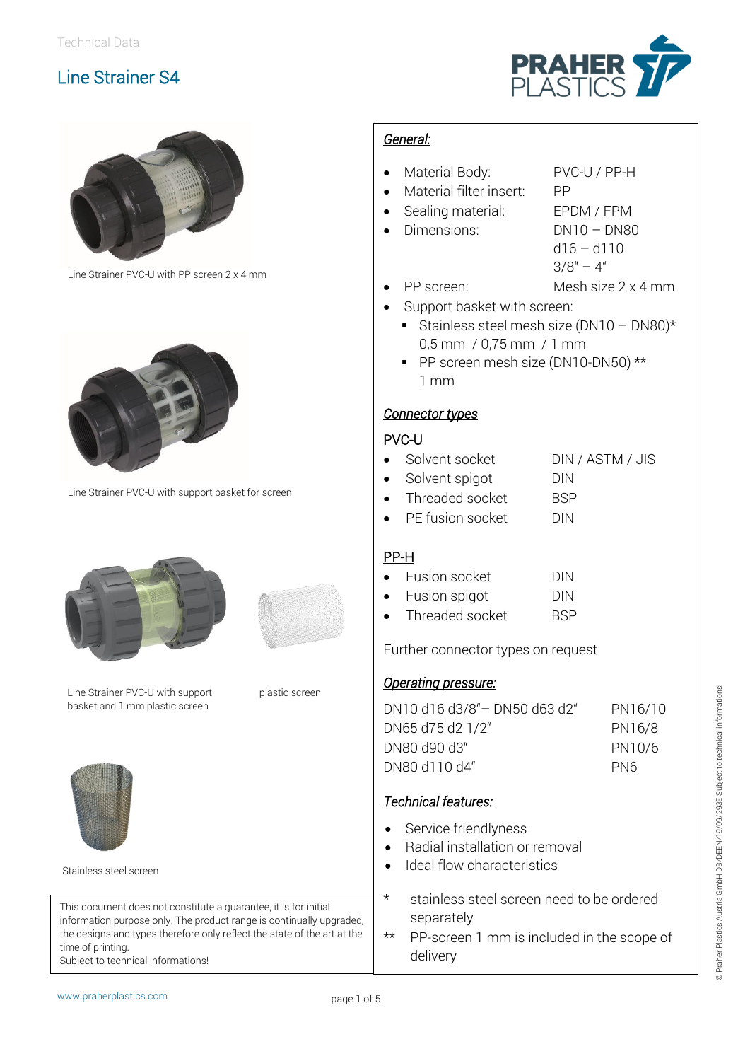Technical Data

# Line Strainer S4

Line Strainer PVC-U with PP screen 2 x 4 mm

Line Strainer PVC-U with support basket for screen

Line Strainer PVC-U with support basket and 1 mm plastic screen

plastic screen

Stainless steel screen

This document does not constitute a guarantee, it is for initial information purpose only. The product range is continually upgraded, the designs and types therefore only reflect the state of the art at the time of printing.
Subject to technical informations!

## *General:*

- Material Body: PVC-U / PP-H
- Material filter insert: PP
- Sealing material: EPDM / FPM
- Dimensions: DN10 – DN80
  d16 – d110
  3/8" – 4"
- PP screen: Mesh size 2 x 4 mm
- Support basket with screen:
  - Stainless steel mesh size (DN10 – DN80)*
    0,5 mm / 0,75 mm / 1 mm
  - PP screen mesh size (DN10-DN50) **
    1 mm

## *Connector types*

### PVC-U

- Solvent socket DIN / ASTM / JIS
- Solvent spigot DIN
- Threaded socket BSP
- PE fusion socket DIN

### PP-H

- Fusion socket DIN
- Fusion spigot DIN
- Threaded socket BSP

Further connector types on request

## *Operating pressure:*

| | |
|---|---|
| DN10 d16 d3/8"– DN50 d63 d2" | PN16/10 |
| DN65 d75 d2 1/2" | PN16/8 |
| DN80 d90 d3" | PN10/6 |
| DN80 d110 d4" | PN6 |

## *Technical features:*

- Service friendlyness
- Radial installation or removal
- Ideal flow characteristics

\* stainless steel screen need to be ordered separately

** PP-screen 1 mm is included in the scope of delivery

www.praherplastics.com

© Praher Plastics Austria GmbH DB/DEEN/19/09/293E Subject to technical informations!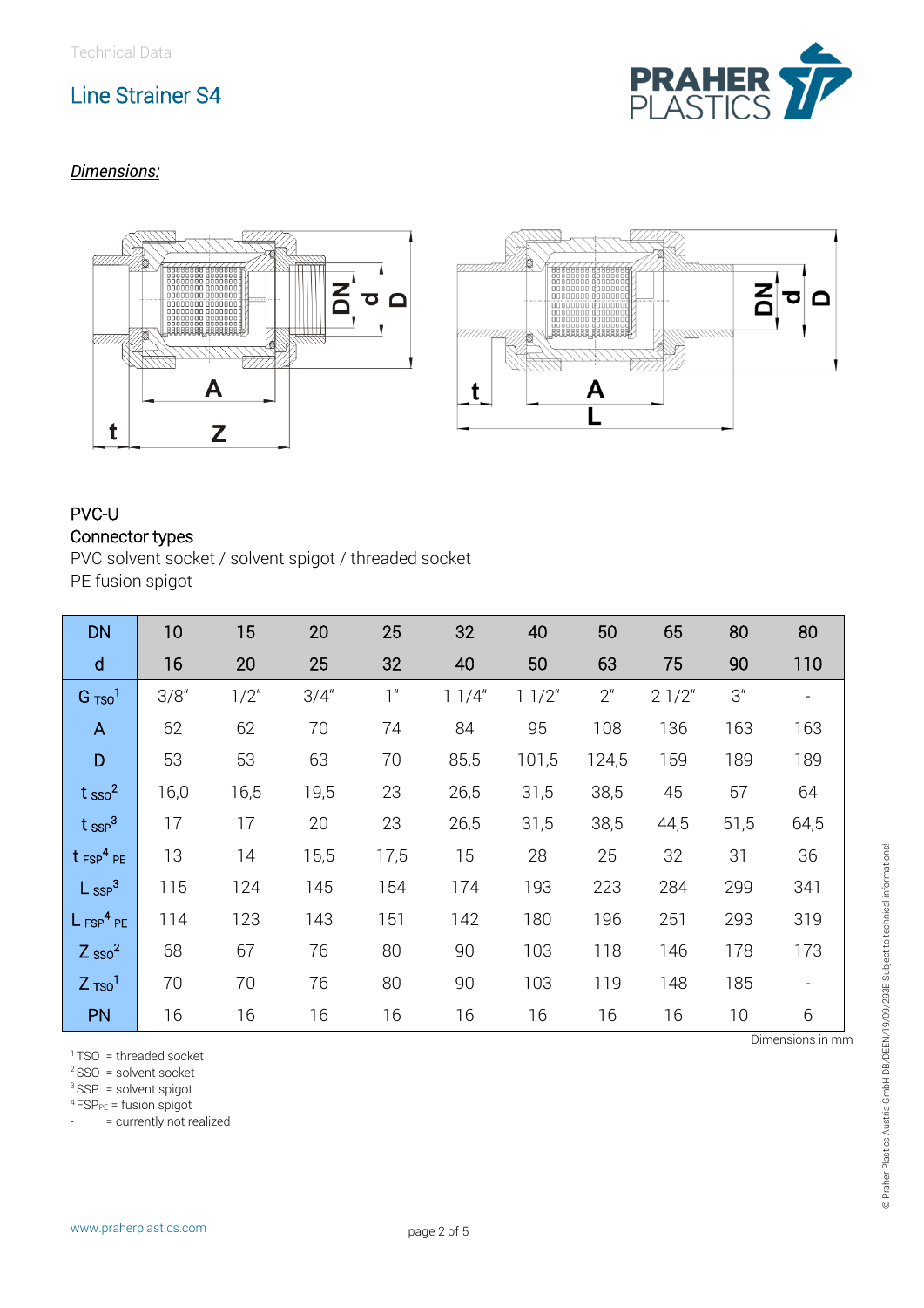Technical Data

# Line Strainer S4

*Dimensions:*

PVC-U

Connector types

PVC solvent socket / solvent spigot / threaded socket

PE fusion spigot

| DN | 10 | 15 | 20 | 25 | 32 | 40 | 50 | 65 | 80 | 80 |
|---|---|---|---|---|---|---|---|---|---|---|
| d | 16 | 20 | 25 | 32 | 40 | 50 | 63 | 75 | 90 | 110 |
| G TSO[1] | 3/8" | 1/2" | 3/4" | 1" | 1 1/4" | 1 1/2" | 2" | 2 1/2" | 3" | - |
| A | 62 | 62 | 70 | 74 | 84 | 95 | 108 | 136 | 163 | 163 |
| D | 53 | 53 | 63 | 70 | 85,5 | 101,5 | 124,5 | 159 | 189 | 189 |
| t SSO[2] | 16,0 | 16,5 | 19,5 | 23 | 26,5 | 31,5 | 38,5 | 45 | 57 | 64 |
| t SSP[3] | 17 | 17 | 20 | 23 | 26,5 | 31,5 | 38,5 | 44,5 | 51,5 | 64,5 |
| t FSP[4] PE | 13 | 14 | 15,5 | 17,5 | 15 | 28 | 25 | 32 | 31 | 36 |
| L SSP[3] | 115 | 124 | 145 | 154 | 174 | 193 | 223 | 284 | 299 | 341 |
| L FSP[4] PE | 114 | 123 | 143 | 151 | 142 | 180 | 196 | 251 | 293 | 319 |
| Z SSO[2] | 68 | 67 | 76 | 80 | 90 | 103 | 118 | 146 | 178 | 173 |
| Z TSO[1] | 70 | 70 | 76 | 80 | 90 | 103 | 119 | 148 | 185 | - |
| PN | 16 | 16 | 16 | 16 | 16 | 16 | 16 | 16 | 10 | 6 |

Dimensions in mm

[1] TSO = threaded socket
[2] SSO = solvent socket
[3] SSP = solvent spigot
[4] $FSP_{PE}$ = fusion spigot
\- = currently not realized

www.praherplastics.com

© Praher Plastics Austria GmbH DB/DEEN/19/09/293E Subject to technical informations!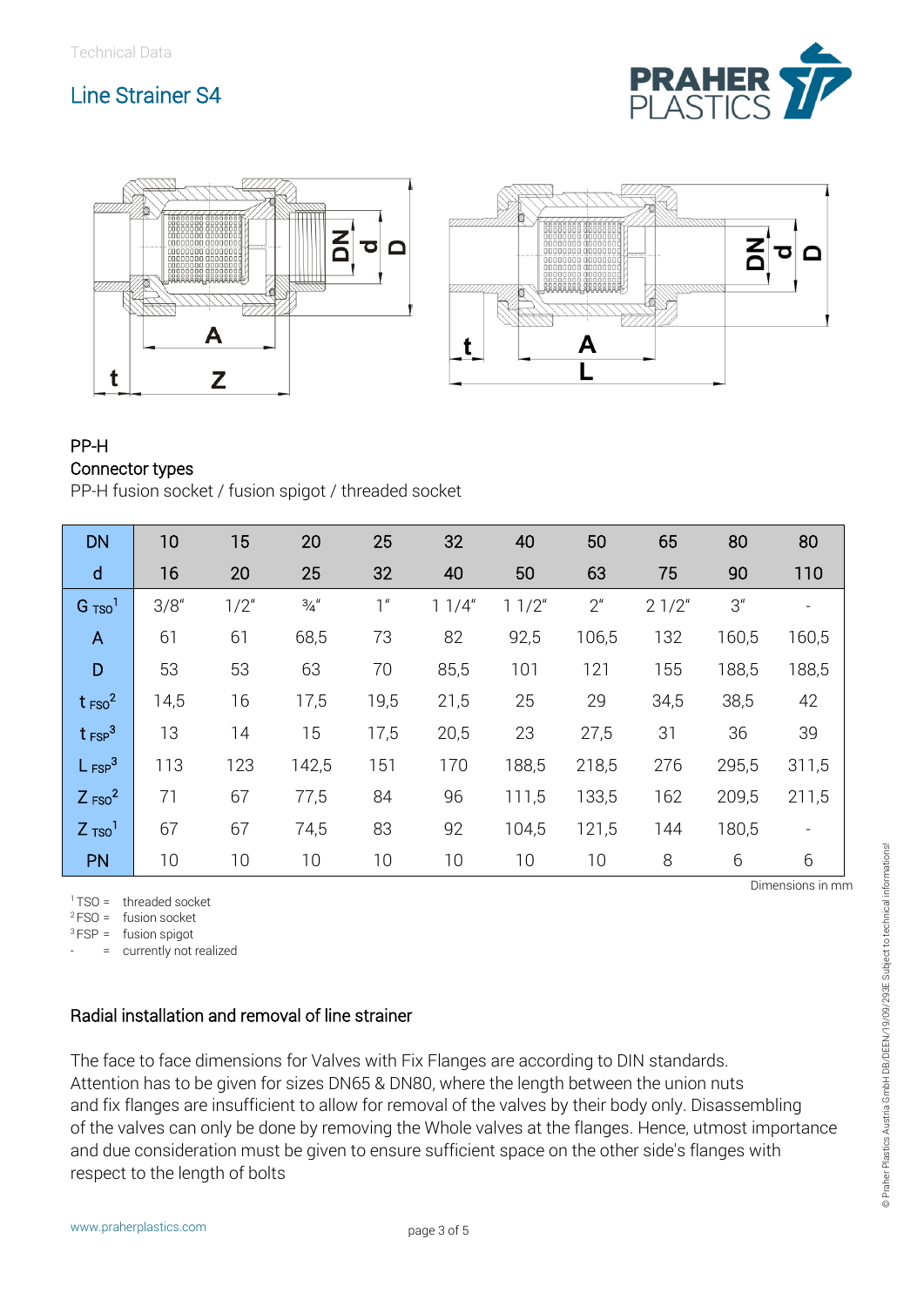Technical Data

# Line Strainer S4

PP-H

Connector types

PP-H fusion socket / fusion spigot / threaded socket

| DN | 10 | 15 | 20 | 25 | 32 | 40 | 50 | 65 | 80 | 80 |
|---|---|---|---|---|---|---|---|---|---|---|
| d | 16 | 20 | 25 | 32 | 40 | 50 | 63 | 75 | 90 | 110 |
| $G_{TSO}$[1] | 3/8" | 1/2" | ¾" | 1" | 1 1/4" | 1 1/2" | 2" | 2 1/2" | 3" | - |
| A | 61 | 61 | 68,5 | 73 | 82 | 92,5 | 106,5 | 132 | 160,5 | 160,5 |
| D | 53 | 53 | 63 | 70 | 85,5 | 101 | 121 | 155 | 188,5 | 188,5 |
| $t_{FSO}$[2] | 14,5 | 16 | 17,5 | 19,5 | 21,5 | 25 | 29 | 34,5 | 38,5 | 42 |
| $t_{FSP}$[3] | 13 | 14 | 15 | 17,5 | 20,5 | 23 | 27,5 | 31 | 36 | 39 |
| $L_{FSP}$[3] | 113 | 123 | 142,5 | 151 | 170 | 188,5 | 218,5 | 276 | 295,5 | 311,5 |
| $Z_{FSO}$[2] | 71 | 67 | 77,5 | 84 | 96 | 111,5 | 133,5 | 162 | 209,5 | 211,5 |
| $Z_{TSO}$[1] | 67 | 67 | 74,5 | 83 | 92 | 104,5 | 121,5 | 144 | 180,5 | - |
| PN | 10 | 10 | 10 | 10 | 10 | 10 | 10 | 8 | 6 | 6 |

Dimensions in mm

[1] TSO = threaded socket
[2] FSO = fusion socket
[3] FSP = fusion spigot
- = currently not realized

## Radial installation and removal of line strainer

The face to face dimensions for Valves with Fix Flanges are according to DIN standards. Attention has to be given for sizes DN65 & DN80, where the length between the union nuts and fix flanges are insufficient to allow for removal of the valves by their body only. Disassembling of the valves can only be done by removing the Whole valves at the flanges. Hence, utmost importance and due consideration must be given to ensure sufficient space on the other side's flanges with respect to the length of bolts

© Praher Plastics Austria GmbH DB/DEEN/19/09/293E Subject to technical informations!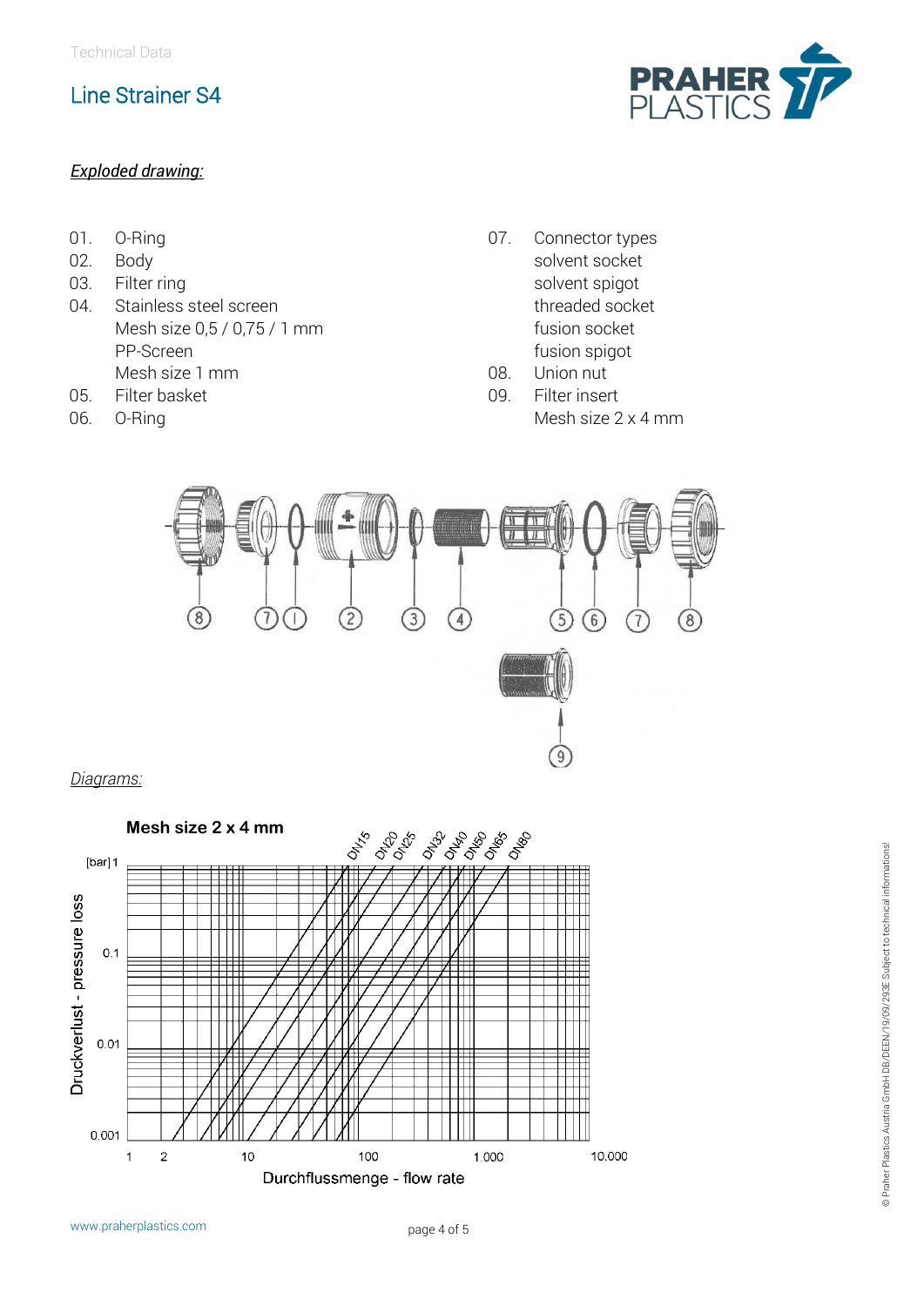Technical Data

# Line Strainer S4

***Exploded drawing:***

01. O-Ring
02. Body
03. Filter ring
04. Stainless steel screen
    Mesh size 0,5 / 0,75 / 1 mm
    PP-Screen
    Mesh size 1 mm
05. Filter basket
06. O-Ring
07. Connector types
    solvent socket
    solvent spigot
    threaded socket
    fusion socket
    fusion spigot
08. Union nut
09. Filter insert
    Mesh size 2 x 4 mm

*Diagrams:*

**Mesh size 2 x 4 mm**

DN15, DN20, DN25, DN32, DN40, DN50, DN65, DN80

Druckverlust - pressure loss [bar]: 1, 0.1, 0.01, 0.001

Durchflussmenge - flow rate: 1, 2, 10, 100, 1.000, 10.000

© Praher Plastics Austria GmbH DB/DEEN/19/09/293E Subject to technical informations!

www.praherplastics.com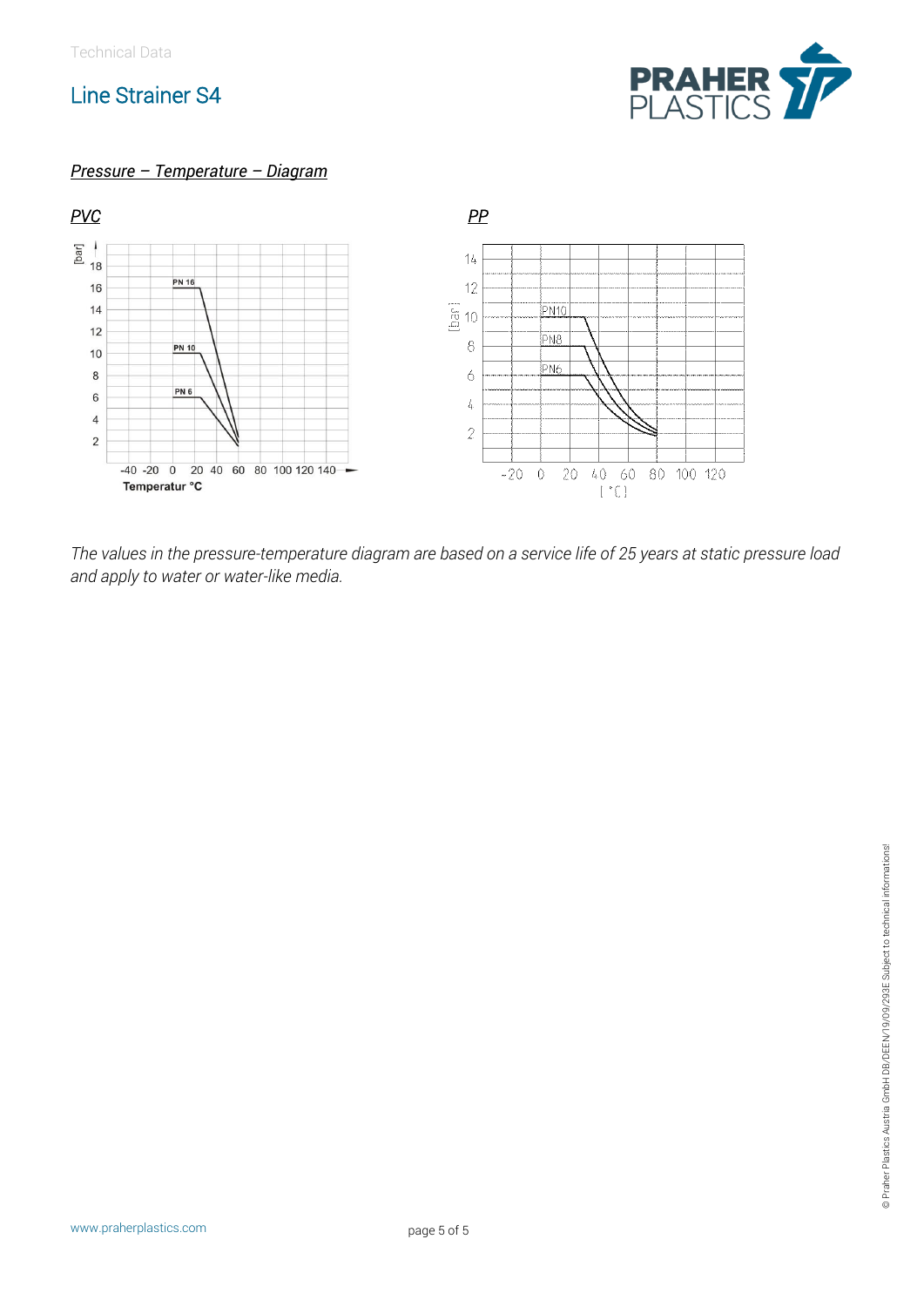Technical Data

# Line Strainer S4

## *Pressure – Temperature – Diagram*

### *PVC*

[bar]
18
16
14
12
10
8
6
4
2
PN 16
PN 10
PN 6
-40 -20 0 20 40 60 80 100 120 140
Temperatur °C

### *PP*

[bar]
14
12
10
8
6
4
2
PN10
PN8
PN6
-20 0 20 40 60 80 100 120
[ °C ]

*The values in the pressure-temperature diagram are based on a service life of 25 years at static pressure load and apply to water or water-like media.*

www.praherplastics.com

© Praher Plastics Austria GmbH DB/DEEN/19/09/293E Subject to technical informations!